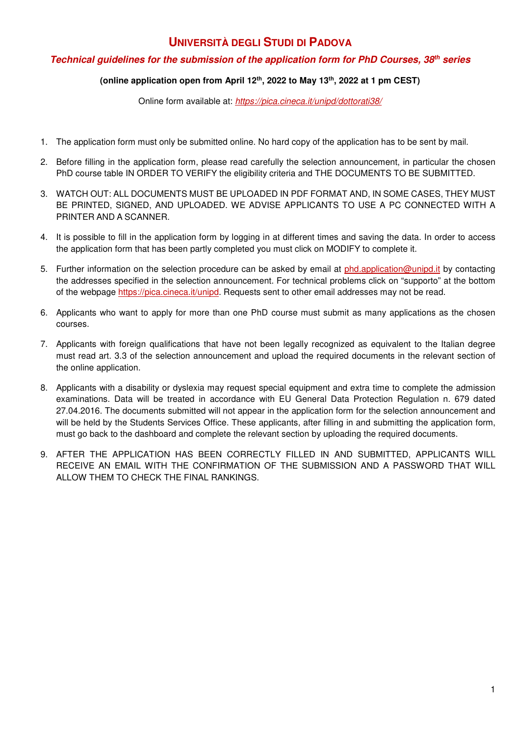# UNIVERSITÀ DEGLI STUDI DI PADOVA

## *Technical guidelines for the submission of the application form for PhD Courses, 38th series*

**(online application open from April 12th, 2022 to May 13th, 2022 at 1 pm CEST)**

Online form available at: *https://pica.cineca.it/unipd/dottorati38/*

1. The application form must only be submitted online. No hard copy of the application has to be sent by mail.
2. Before filling in the application form, please read carefully the selection announcement, in particular the chosen PhD course table IN ORDER TO VERIFY the eligibility criteria and THE DOCUMENTS TO BE SUBMITTED.
3. WATCH OUT: ALL DOCUMENTS MUST BE UPLOADED IN PDF FORMAT AND, IN SOME CASES, THEY MUST BE PRINTED, SIGNED, AND UPLOADED. WE ADVISE APPLICANTS TO USE A PC CONNECTED WITH A PRINTER AND A SCANNER.
4. It is possible to fill in the application form by logging in at different times and saving the data. In order to access the application form that has been partly completed you must click on MODIFY to complete it.
5. Further information on the selection procedure can be asked by email at phd.application@unipd.it by contacting the addresses specified in the selection announcement. For technical problems click on "supporto" at the bottom of the webpage https://pica.cineca.it/unipd. Requests sent to other email addresses may not be read.
6. Applicants who want to apply for more than one PhD course must submit as many applications as the chosen courses.
7. Applicants with foreign qualifications that have not been legally recognized as equivalent to the Italian degree must read art. 3.3 of the selection announcement and upload the required documents in the relevant section of the online application.
8. Applicants with a disability or dyslexia may request special equipment and extra time to complete the admission examinations. Data will be treated in accordance with EU General Data Protection Regulation n. 679 dated 27.04.2016. The documents submitted will not appear in the application form for the selection announcement and will be held by the Students Services Office. These applicants, after filling in and submitting the application form, must go back to the dashboard and complete the relevant section by uploading the required documents.
9. AFTER THE APPLICATION HAS BEEN CORRECTLY FILLED IN AND SUBMITTED, APPLICANTS WILL RECEIVE AN EMAIL WITH THE CONFIRMATION OF THE SUBMISSION AND A PASSWORD THAT WILL ALLOW THEM TO CHECK THE FINAL RANKINGS.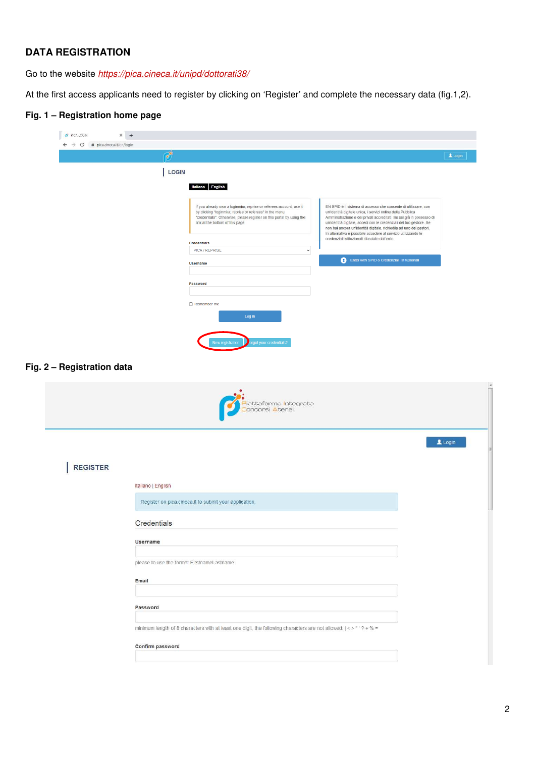## DATA REGISTRATION

Go to the website *https://pica.cineca.it/unipd/dottorati38/*

At the first access applicants need to register by clicking on 'Register' and complete the necessary data (fig.1,2).

**Fig. 1 – Registration home page**

**Fig. 2 – Registration data**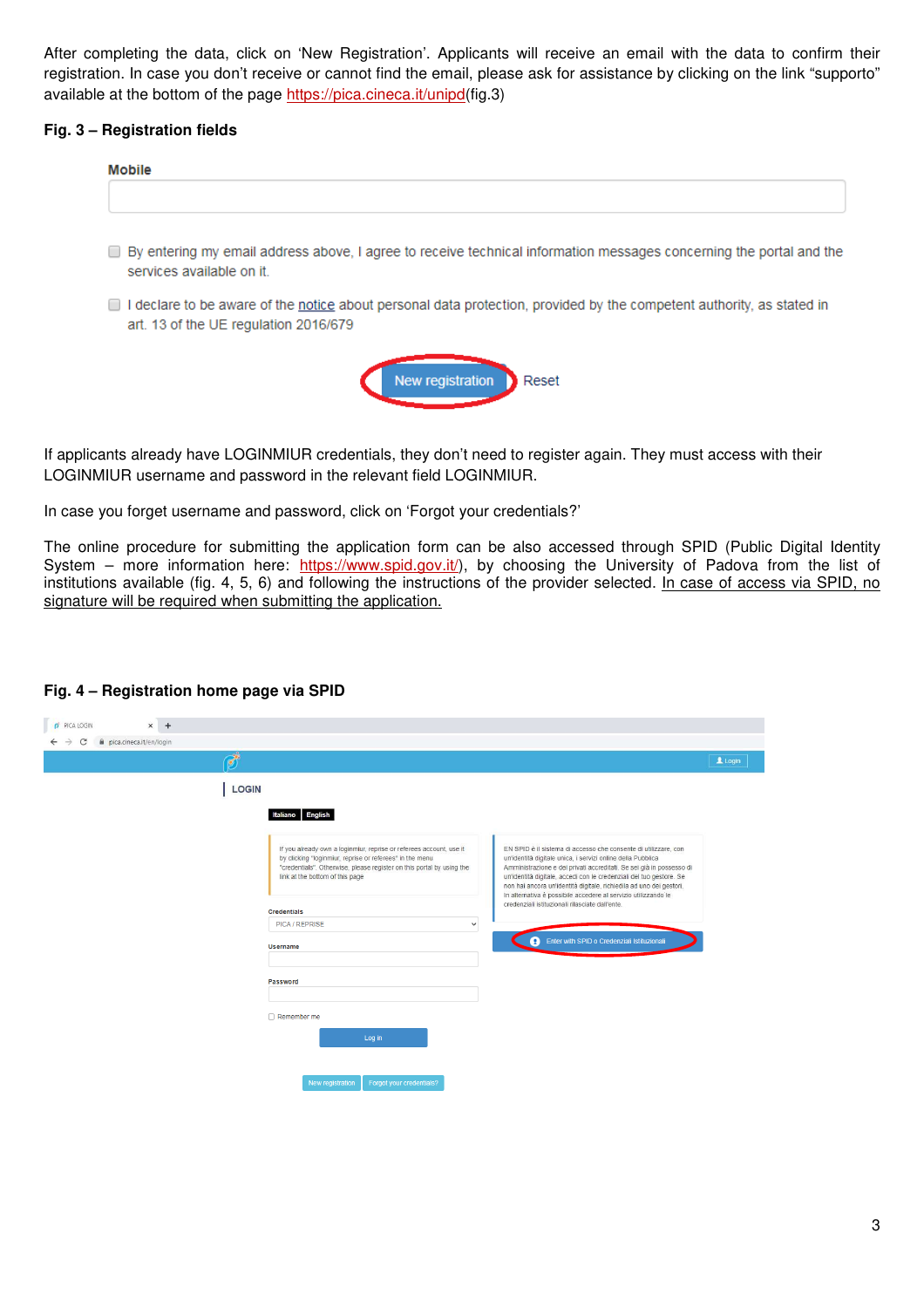After completing the data, click on 'New Registration'. Applicants will receive an email with the data to confirm their registration. In case you don't receive or cannot find the email, please ask for assistance by clicking on the link "supporto" available at the bottom of the page https://pica.cineca.it/unipd(fig.3)

**Fig. 3 – Registration fields**

If applicants already have LOGINMIUR credentials, they don't need to register again. They must access with their LOGINMIUR username and password in the relevant field LOGINMIUR.

In case you forget username and password, click on 'Forgot your credentials?'

The online procedure for submitting the application form can be also accessed through SPID (Public Digital Identity System – more information here: https://www.spid.gov.it/), by choosing the University of Padova from the list of institutions available (fig. 4, 5, 6) and following the instructions of the provider selected. <u>In case of access via SPID, no signature will be required when submitting the application.</u>

**Fig. 4 – Registration home page via SPID**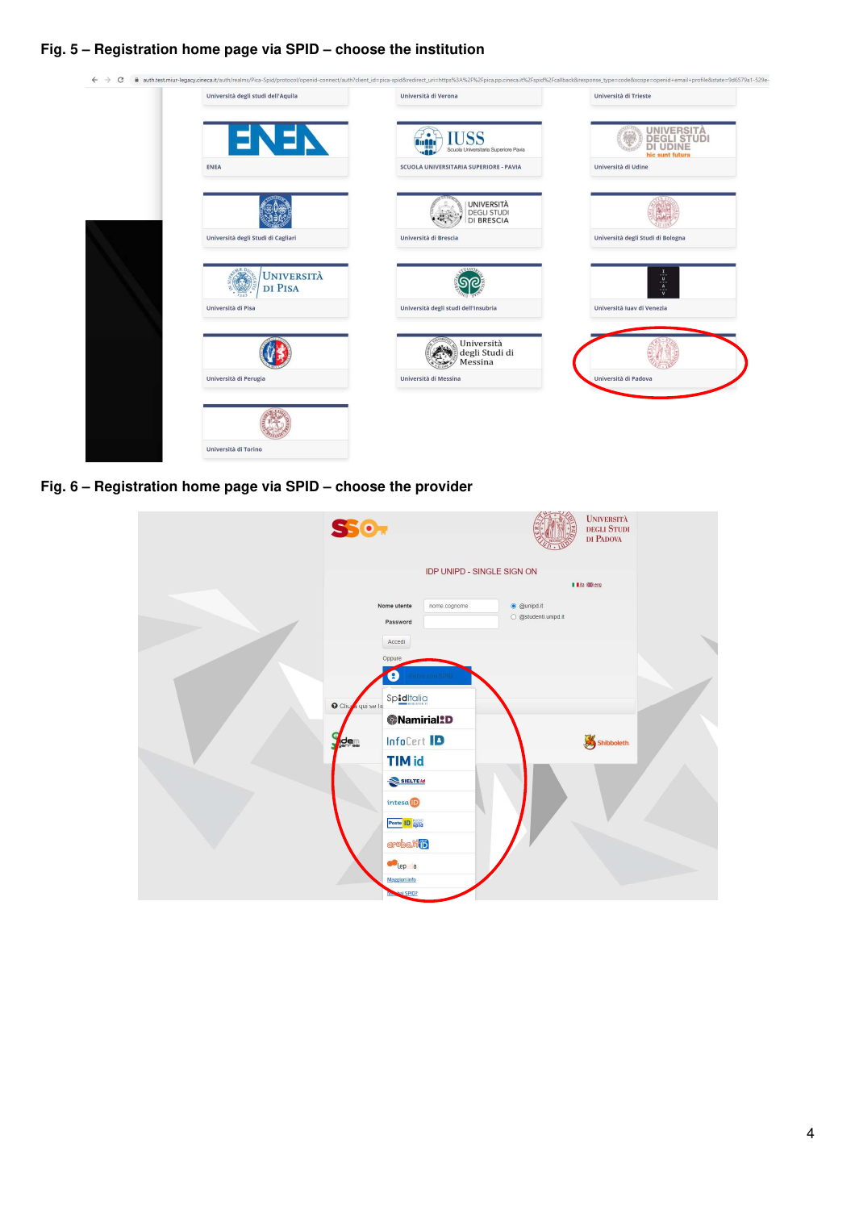**Fig. 5 – Registration home page via SPID – choose the institution**

**Fig. 6 – Registration home page via SPID – choose the provider**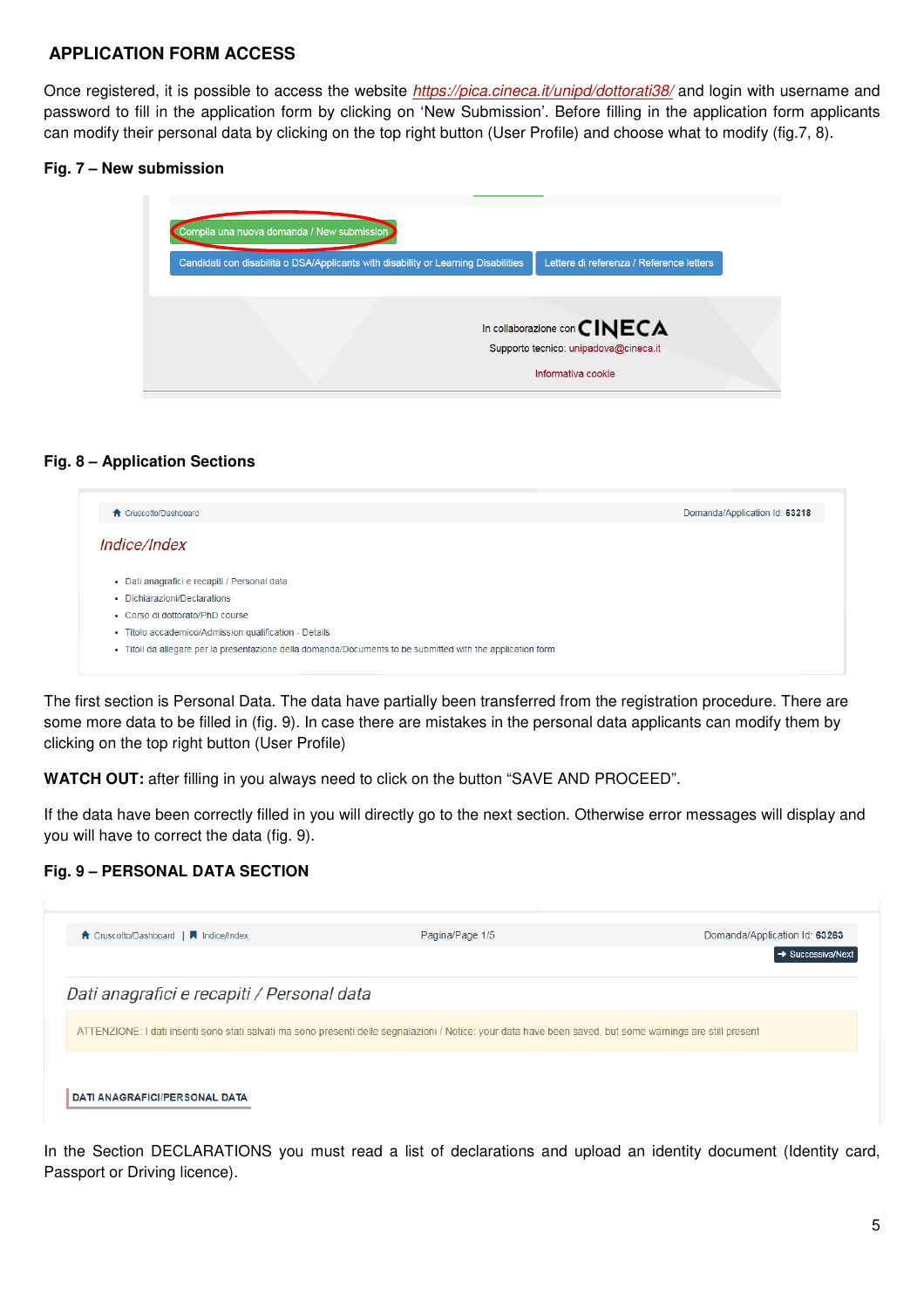## APPLICATION FORM ACCESS

Once registered, it is possible to access the website *https://pica.cineca.it/unipd/dottorati38/* and login with username and password to fill in the application form by clicking on 'New Submission'. Before filling in the application form applicants can modify their personal data by clicking on the top right button (User Profile) and choose what to modify (fig.7, 8).

**Fig. 7 – New submission**

**Fig. 8 – Application Sections**

The first section is Personal Data. The data have partially been transferred from the registration procedure. There are some more data to be filled in (fig. 9). In case there are mistakes in the personal data applicants can modify them by clicking on the top right button (User Profile)

**WATCH OUT:** after filling in you always need to click on the button "SAVE AND PROCEED".

If the data have been correctly filled in you will directly go to the next section. Otherwise error messages will display and you will have to correct the data (fig. 9).

**Fig. 9 – PERSONAL DATA SECTION**

In the Section DECLARATIONS you must read a list of declarations and upload an identity document (Identity card, Passport or Driving licence).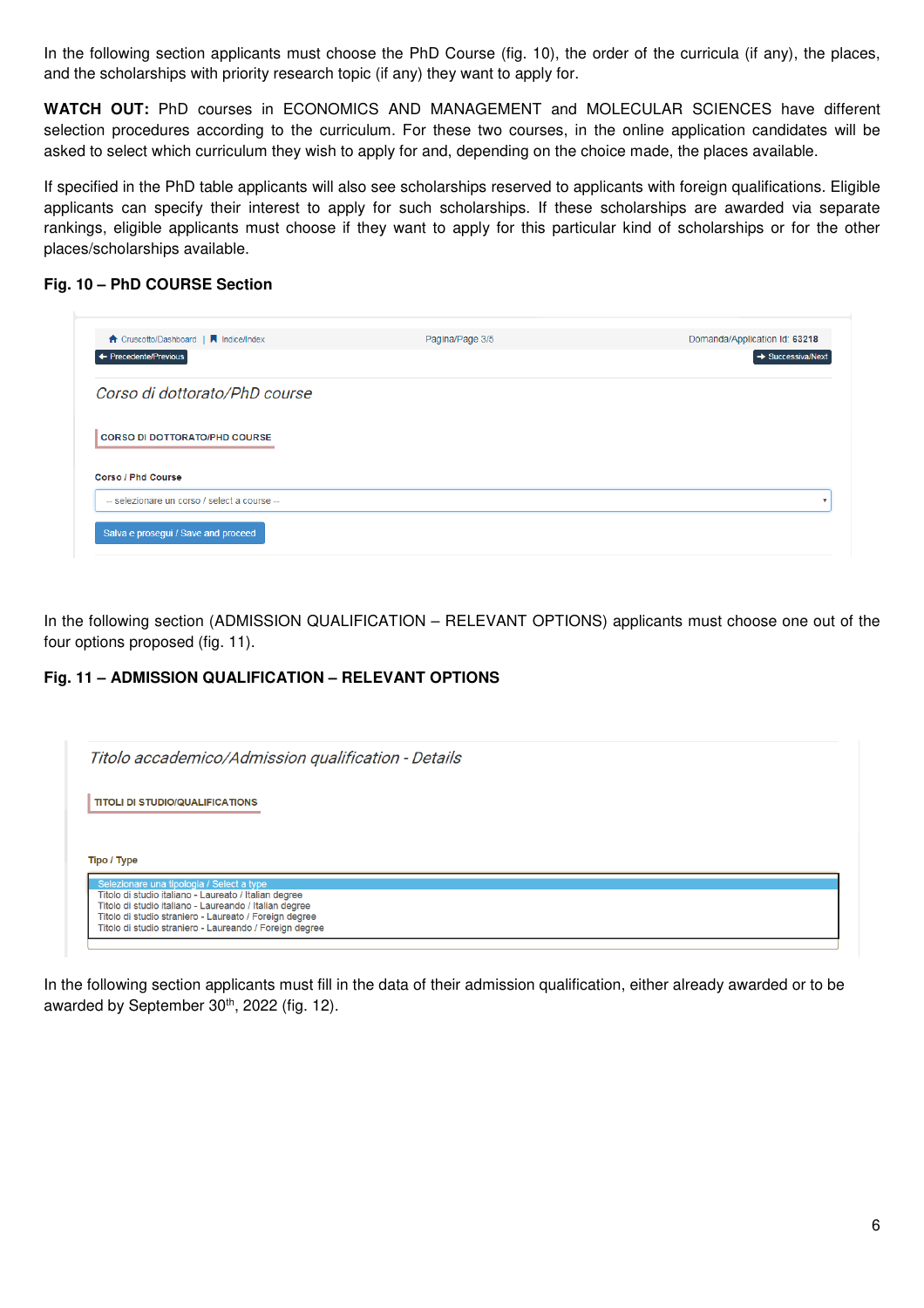In the following section applicants must choose the PhD Course (fig. 10), the order of the curricula (if any), the places, and the scholarships with priority research topic (if any) they want to apply for.

**WATCH OUT:** PhD courses in ECONOMICS AND MANAGEMENT and MOLECULAR SCIENCES have different selection procedures according to the curriculum. For these two courses, in the online application candidates will be asked to select which curriculum they wish to apply for and, depending on the choice made, the places available.

If specified in the PhD table applicants will also see scholarships reserved to applicants with foreign qualifications. Eligible applicants can specify their interest to apply for such scholarships. If these scholarships are awarded via separate rankings, eligible applicants must choose if they want to apply for this particular kind of scholarships or for the other places/scholarships available.

**Fig. 10 – PhD COURSE Section**

Cruscotto/Dashboard | Indice/Index    Pagina/Page 3/5    Domanda/Application Id: 63218

Precedente/Previous    Successiva/Next

*Corso di dottorato/PhD course*

CORSO DI DOTTORATO/PHD COURSE

Corso / Phd Course

-- selezionare un corso / select a course --

Salva e prosegui / Save and proceed

In the following section (ADMISSION QUALIFICATION – RELEVANT OPTIONS) applicants must choose one out of the four options proposed (fig. 11).

**Fig. 11 – ADMISSION QUALIFICATION – RELEVANT OPTIONS**

*Titolo accademico/Admission qualification - Details*

TITOLI DI STUDIO/QUALIFICATIONS

Tipo / Type

Selezionare una tipologia / Select a type
Titolo di studio italiano - Laureato / Italian degree
Titolo di studio italiano - Laureando / Italian degree
Titolo di studio straniero - Laureato / Foreign degree
Titolo di studio straniero - Laureando / Foreign degree

In the following section applicants must fill in the data of their admission qualification, either already awarded or to be awarded by September 30th, 2022 (fig. 12).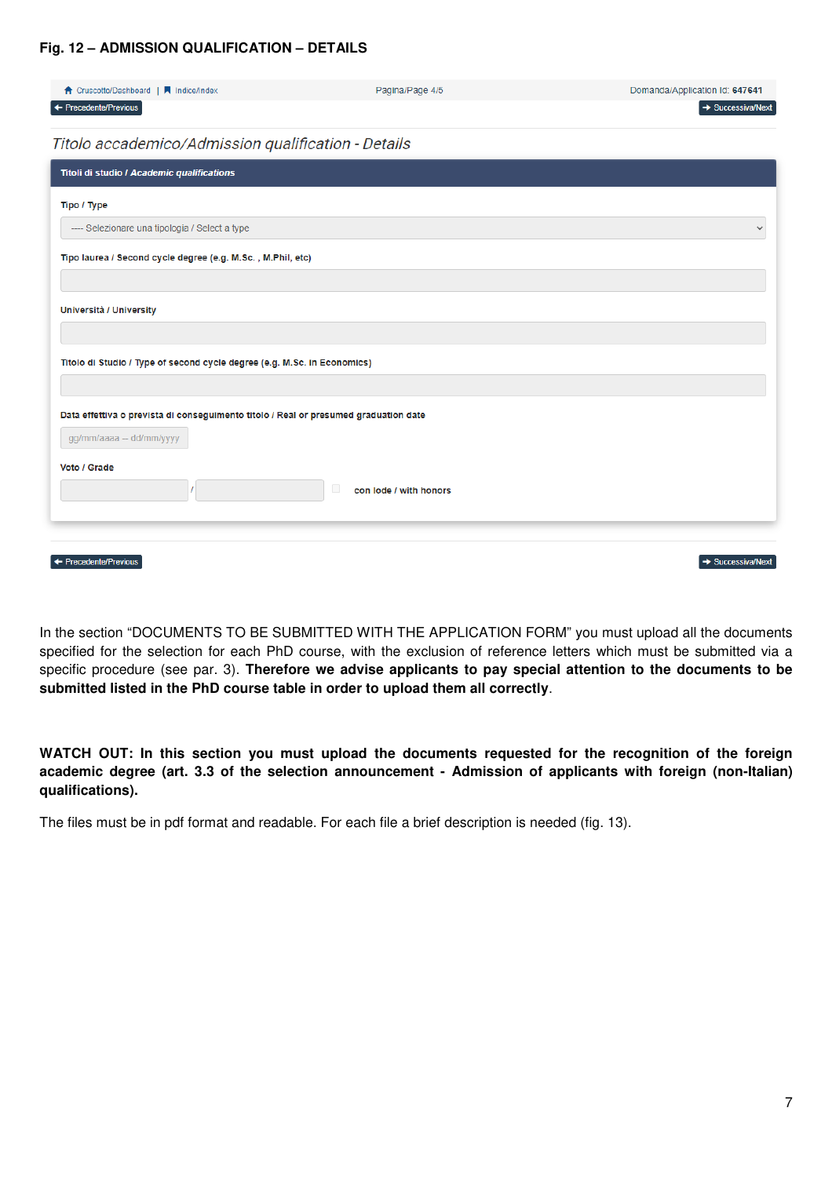**Fig. 12 – ADMISSION QUALIFICATION – DETAILS**

Cruscotto/Dashboard | Indice/Index Pagina/Page 4/5 Domanda/Application Id: **647641**

← Precedente/Previous → Successiva/Next

*Titolo accademico/Admission qualification - Details*

**Titoli di studio / *Academic qualifications***

**Tipo / Type**

---- Selezionare una tipologia / Select a type

**Tipo laurea / Second cycle degree (e.g. M.Sc. , M.Phil, etc)**

**Università / University**

**Titolo di Studio / Type of second cycle degree (e.g. M.Sc. in Economics)**

**Data effettiva o prevista di conseguimento titolo / Real or presumed graduation date**

gg/mm/aaaa – dd/mm/yyyy

**Voto / Grade**

/ con lode / with honors

← Precedente/Previous → Successiva/Next

In the section "DOCUMENTS TO BE SUBMITTED WITH THE APPLICATION FORM" you must upload all the documents specified for the selection for each PhD course, with the exclusion of reference letters which must be submitted via a specific procedure (see par. 3). **Therefore we advise applicants to pay special attention to the documents to be submitted listed in the PhD course table in order to upload them all correctly**.

**WATCH OUT: In this section you must upload the documents requested for the recognition of the foreign academic degree (art. 3.3 of the selection announcement - Admission of applicants with foreign (non-Italian) qualifications).**

The files must be in pdf format and readable. For each file a brief description is needed (fig. 13).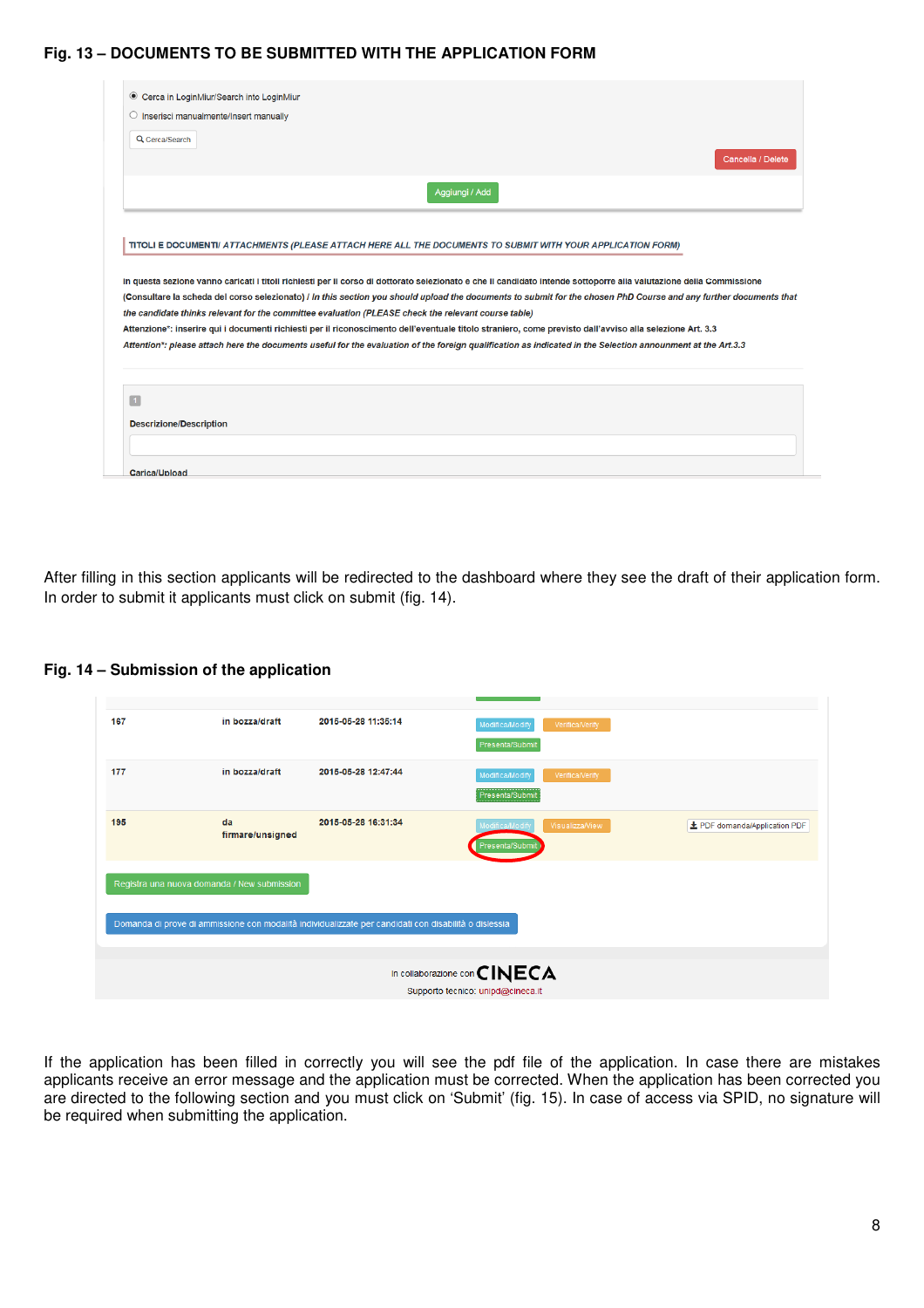**Fig. 13 – DOCUMENTS TO BE SUBMITTED WITH THE APPLICATION FORM**

After filling in this section applicants will be redirected to the dashboard where they see the draft of their application form. In order to submit it applicants must click on submit (fig. 14).

**Fig. 14 – Submission of the application**

If the application has been filled in correctly you will see the pdf file of the application. In case there are mistakes applicants receive an error message and the application must be corrected. When the application has been corrected you are directed to the following section and you must click on 'Submit' (fig. 15). In case of access via SPID, no signature will be required when submitting the application.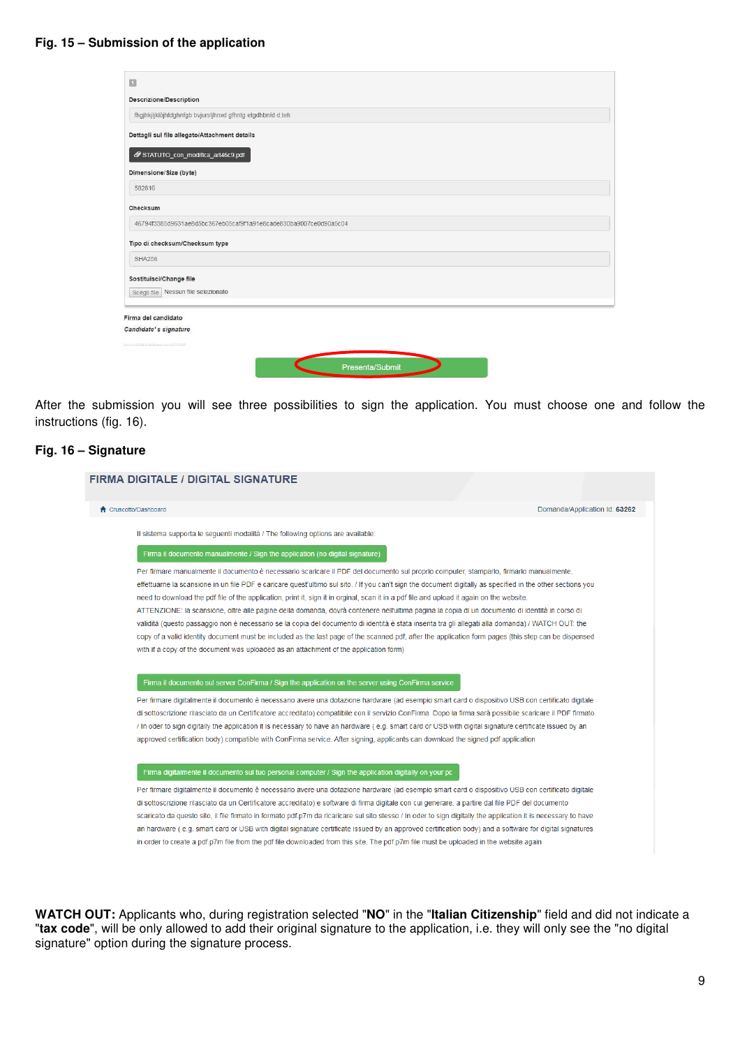**Fig. 15 – Submission of the application**

Descrizione/Description

fhgjhkjljklöjhldghnfgb bvjurstjhnxd gfhntg etgdhbnfd d teh

Dettagli sul file allegato/Attachment details

STATUTO_con_modifica_art46c9.pdf

Dimensione/Size (byte)

582616

Checksum

46794f3365d9631ae8d5bc367eb05caf9f1a91e8cade830ba9007ce0d90a5c04

Tipo di checksum/Checksum type

SHA256

Sostituisci/Change file

Scegli file Nessun file selezionato

Firma del candidato

*Candidate's signature*

Presenta/Submit

After the submission you will see three possibilities to sign the application. You must choose one and follow the instructions (fig. 16).

**Fig. 16 – Signature**

FIRMA DIGITALE / DIGITAL SIGNATURE

Cruscotto/Dashboard — Domanda/Application Id: **63262**

Il sistema supporta le seguenti modalità / The following options are available:

**Firma il documento manualmente / Sign the application (no digital signature)**

Per firmare manualmente il documento è necessario scaricare il PDF del documento sul proprio computer, stamparlo, firmarlo manualmente, effettuarne la scansione in un file PDF e caricare quest'ultimo sul sito. / If you can't sign the document digitally as specified in the other sections you need to download the pdf file of the application, print it, sign it in orginal, scan it in a pdf file and upload it again on the website.
ATTENZIONE: la scansione, oltre alle pagine della domanda, dovrà contenere nell'ultima pagina la copia di un documento di identità in corso di validità (questo passaggio non è necessario se la copia del documento di identità è stata inserita tra gli allegati alla domanda) / WATCH OUT: the copy of a valid identity document must be included as the last page of the scanned pdf, after the application form pages (this step can be dispensed with if a copy of the document was uploaded as an attachment of the application form)

**Firma il documento sul server ConFirma / Sign the application on the server using ConFirma service**

Per firmare digitalmente il documento è necessario avere una dotazione hardware (ad esempio smart card o dispositivo USB con certificato digitale di sottoscrizione rilasciato da un Certificatore accreditato) compatibile con il servizio ConFirma. Dopo la firma sarà possibile scaricare il PDF firmato / In oder to sign digitally the application it is necessary to have an hardware ( e.g. smart card or USB with digital signature certificate issued by an approved certification body) compatible with ConFirma service. After signing, applicants can download the signed pdf application

**Firma digitalmente il documento sul tuo personal computer / Sign the application digitally on your pc**

Per firmare digitalmente il documento è necessario avere una dotazione hardware (ad esempio smart card o dispositivo USB con certificato digitale di sottoscrizione rilasciato da un Certificatore accreditato) e software di firma digitale con cui generare, a partire dal file PDF del documento scaricato da questo sito, il file firmato in formato pdf.p7m da ricaricare sul sito stesso / In order to sign digitally the application it is necessary to have an hardware ( e.g. smart card or USB with digital signature certificate issued by an approved certification body) and a software for digital signatures in order to create a pdf.p7m file from the pdf file downloaded from this site. The pdf.p7m file must be uploaded in the website again

**WATCH OUT:** Applicants who, during registration selected "**NO**" in the "**Italian Citizenship**" field and did not indicate a "**tax code**", will be only allowed to add their original signature to the application, i.e. they will only see the "no digital signature" option during the signature process.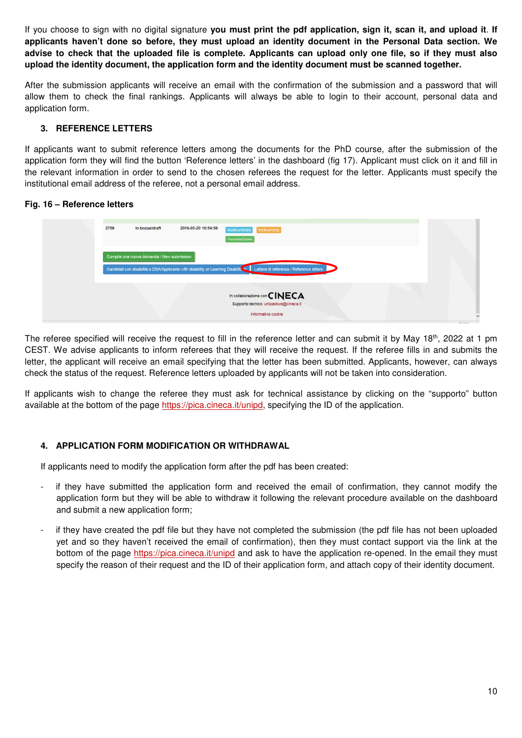If you choose to sign with no digital signature **you must print the pdf application, sign it, scan it, and upload it**. **If applicants haven't done so before, they must upload an identity document in the Personal Data section. We advise to check that the uploaded file is complete. Applicants can upload only one file, so if they must also upload the identity document, the application form and the identity document must be scanned together.**

After the submission applicants will receive an email with the confirmation of the submission and a password that will allow them to check the final rankings. Applicants will always be able to login to their account, personal data and application form.

## 3. REFERENCE LETTERS

If applicants want to submit reference letters among the documents for the PhD course, after the submission of the application form they will find the button 'Reference letters' in the dashboard (fig 17). Applicant must click on it and fill in the relevant information in order to send to the chosen referees the request for the letter. Applicants must specify the institutional email address of the referee, not a personal email address.

**Fig. 16 – Reference letters**

2759 in bozza/draft 2016-05-20 10:54:59 Modifica/Modify Verifica/Verify Presenta/Submit

Compila una nuova domanda / New submission

Candidati con disabilità o DSA/Applicants with disability or Learning Disabilities Lettere di referenza / Reference letters

In collaborazione con CINECA

Supporto tecnico: unipadova@cineca.it

Informativa cookie

The referee specified will receive the request to fill in the reference letter and can submit it by May 18th, 2022 at 1 pm CEST. We advise applicants to inform referees that they will receive the request. If the referee fills in and submits the letter, the applicant will receive an email specifying that the letter has been submitted. Applicants, however, can always check the status of the request. Reference letters uploaded by applicants will not be taken into consideration.

If applicants wish to change the referee they must ask for technical assistance by clicking on the "supporto" button available at the bottom of the page https://pica.cineca.it/unipd, specifying the ID of the application.

## 4. APPLICATION FORM MODIFICATION OR WITHDRAWAL

If applicants need to modify the application form after the pdf has been created:

- if they have submitted the application form and received the email of confirmation, they cannot modify the application form but they will be able to withdraw it following the relevant procedure available on the dashboard and submit a new application form;
- if they have created the pdf file but they have not completed the submission (the pdf file has not been uploaded yet and so they haven't received the email of confirmation), then they must contact support via the link at the bottom of the page https://pica.cineca.it/unipd and ask to have the application re-opened. In the email they must specify the reason of their request and the ID of their application form, and attach copy of their identity document.